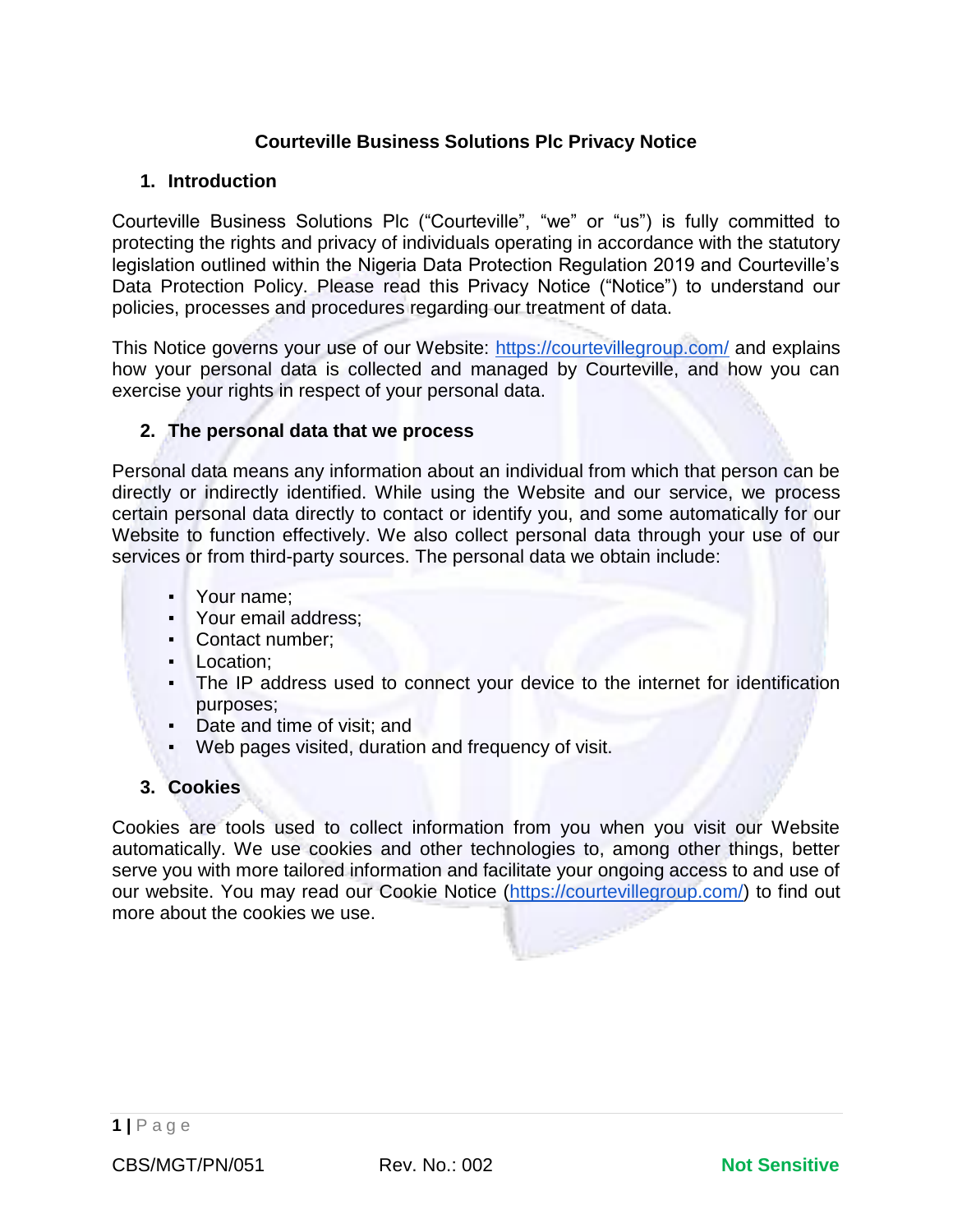# Courteville Business Solutions Plc Privacy Notice

## 1. Introduction

Courteville Business Solutions Plc ("Courteville", "we" or "us") is fully committed to protecting the rights and privacy of individuals operating in accordance with the statutory legislation outlined within the Nigeria Data Protection Regulation 2019 and Courteville's Data Protection Policy. Please read this Privacy Notice ("Notice") to understand our policies, processes and procedures regarding our treatment of data.

This Notice governs your use of our Website: https://courtevillegroup.com/ and explains how your personal data is collected and managed by Courteville, and how you can exercise your rights in respect of your personal data.

## 2. The personal data that we process

Personal data means any information about an individual from which that person can be directly or indirectly identified. While using the Website and our service, we process certain personal data directly to contact or identify you, and some automatically for our Website to function effectively. We also collect personal data through your use of our services or from third-party sources. The personal data we obtain include:

- Your name;
- Your email address;
- Contact number;
- Location;
- The IP address used to connect your device to the internet for identification purposes;
- Date and time of visit; and
- Web pages visited, duration and frequency of visit.

## 3. Cookies

Cookies are tools used to collect information from you when you visit our Website automatically. We use cookies and other technologies to, among other things, better serve you with more tailored information and facilitate your ongoing access to and use of our website. You may read our Cookie Notice (https://courtevillegroup.com/) to find out more about the cookies we use.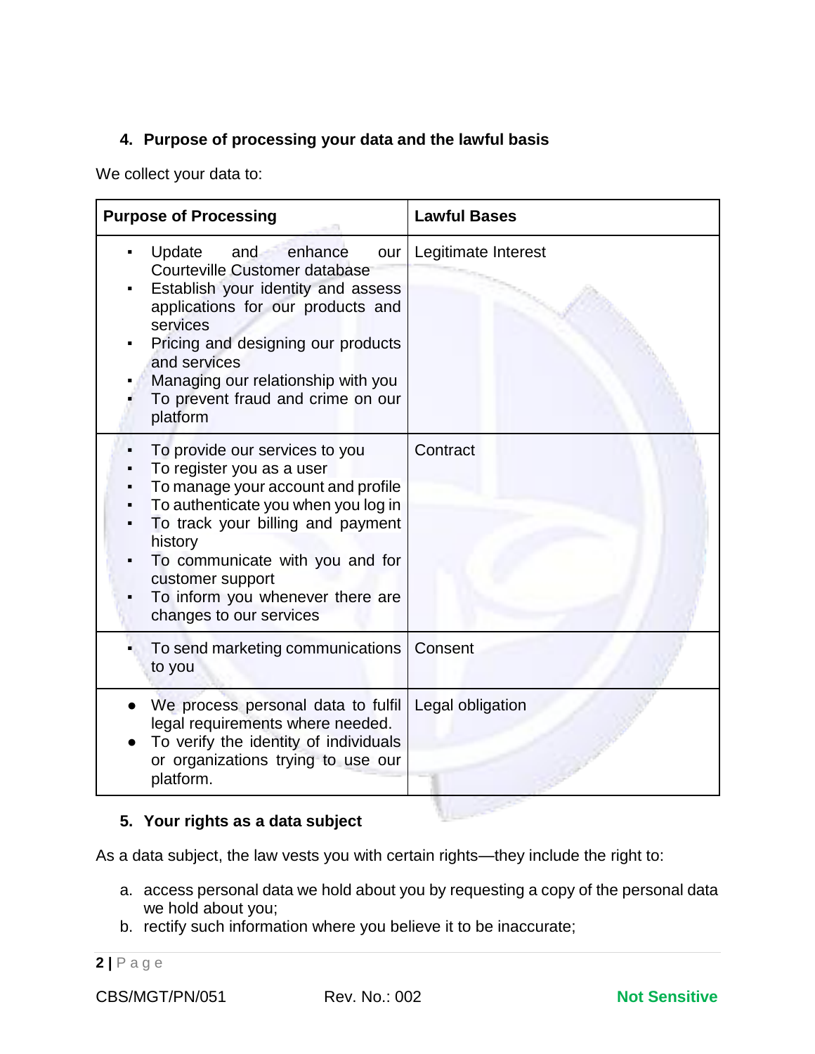## 4. Purpose of processing your data and the lawful basis

We collect your data to:

| Purpose of Processing | Lawful Bases |
|---|---|
| ▪ Update and enhance our Courteville Customer database<br>▪ Establish your identity and assess applications for our products and services<br>▪ Pricing and designing our products and services<br>▪ Managing our relationship with you<br>▪ To prevent fraud and crime on our platform | Legitimate Interest |
| ▪ To provide our services to you<br>▪ To register you as a user<br>▪ To manage your account and profile<br>▪ To authenticate you when you log in<br>▪ To track your billing and payment history<br>▪ To communicate with you and for customer support<br>▪ To inform you whenever there are changes to our services | Contract |
| ▪ To send marketing communications to you | Consent |
| ● We process personal data to fulfil legal requirements where needed.<br>● To verify the identity of individuals or organizations trying to use our platform. | Legal obligation |

## 5. Your rights as a data subject

As a data subject, the law vests you with certain rights—they include the right to:

a. access personal data we hold about you by requesting a copy of the personal data we hold about you;
b. rectify such information where you believe it to be inaccurate;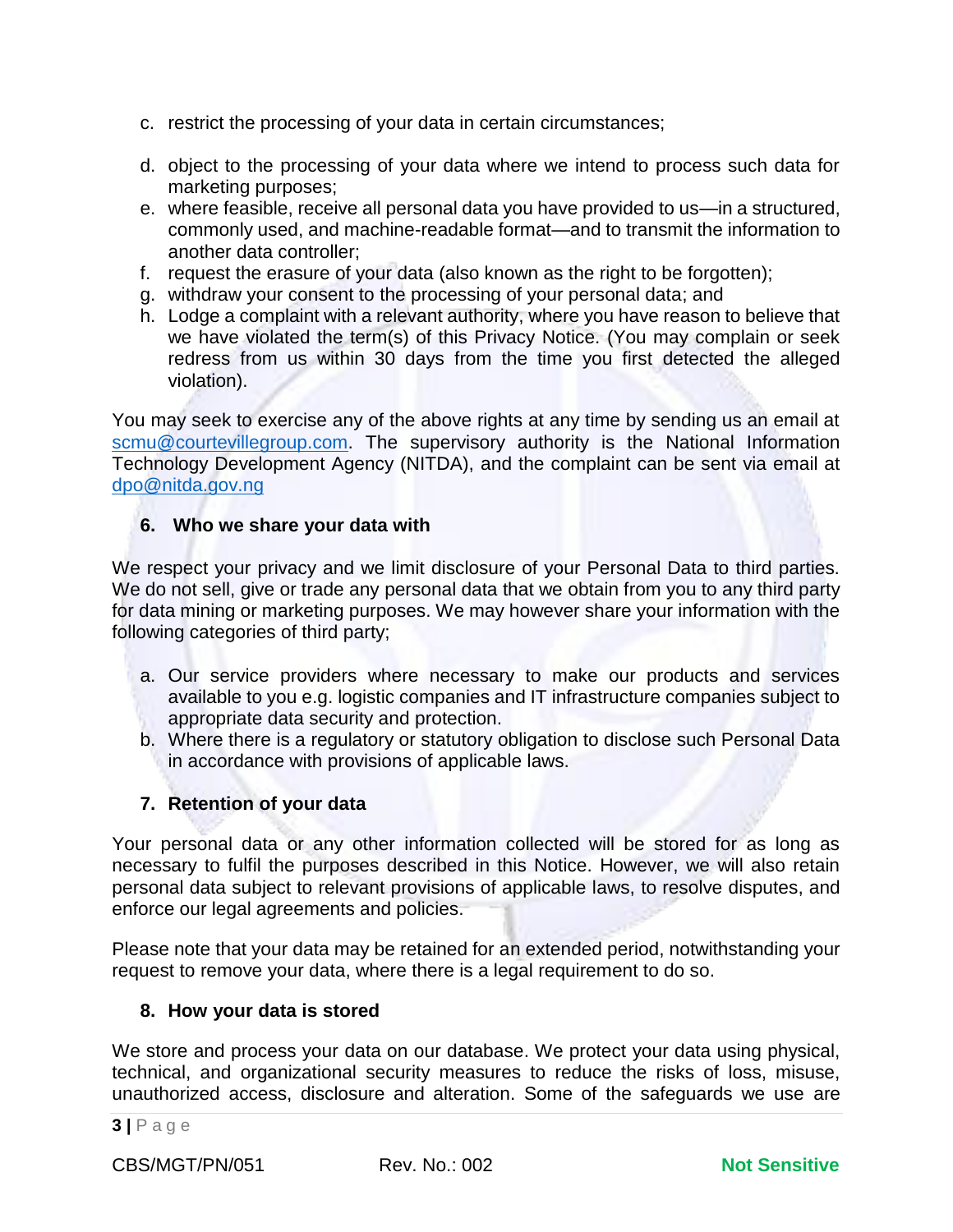c. restrict the processing of your data in certain circumstances;

d. object to the processing of your data where we intend to process such data for marketing purposes;
e. where feasible, receive all personal data you have provided to us—in a structured, commonly used, and machine-readable format—and to transmit the information to another data controller;
f. request the erasure of your data (also known as the right to be forgotten);
g. withdraw your consent to the processing of your personal data; and
h. Lodge a complaint with a relevant authority, where you have reason to believe that we have violated the term(s) of this Privacy Notice. (You may complain or seek redress from us within 30 days from the time you first detected the alleged violation).

You may seek to exercise any of the above rights at any time by sending us an email at scmu@courtevillegroup.com. The supervisory authority is the National Information Technology Development Agency (NITDA), and the complaint can be sent via email at dpo@nitda.gov.ng

## 6. Who we share your data with

We respect your privacy and we limit disclosure of your Personal Data to third parties. We do not sell, give or trade any personal data that we obtain from you to any third party for data mining or marketing purposes. We may however share your information with the following categories of third party;

a. Our service providers where necessary to make our products and services available to you e.g. logistic companies and IT infrastructure companies subject to appropriate data security and protection.
b. Where there is a regulatory or statutory obligation to disclose such Personal Data in accordance with provisions of applicable laws.

## 7. Retention of your data

Your personal data or any other information collected will be stored for as long as necessary to fulfil the purposes described in this Notice. However, we will also retain personal data subject to relevant provisions of applicable laws, to resolve disputes, and enforce our legal agreements and policies.

Please note that your data may be retained for an extended period, notwithstanding your request to remove your data, where there is a legal requirement to do so.

## 8. How your data is stored

We store and process your data on our database. We protect your data using physical, technical, and organizational security measures to reduce the risks of loss, misuse, unauthorized access, disclosure and alteration. Some of the safeguards we use are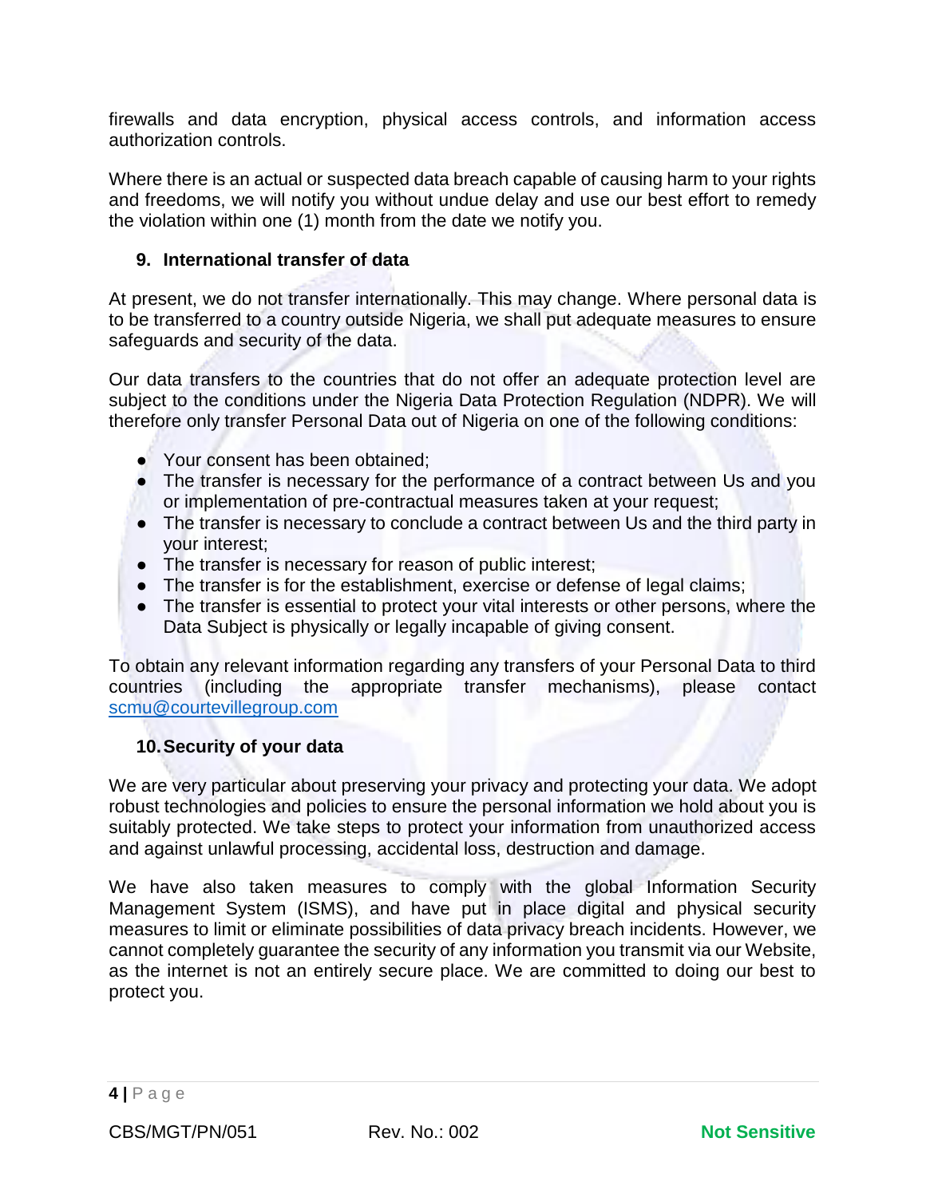firewalls and data encryption, physical access controls, and information access authorization controls.

Where there is an actual or suspected data breach capable of causing harm to your rights and freedoms, we will notify you without undue delay and use our best effort to remedy the violation within one (1) month from the date we notify you.

## 9. International transfer of data

At present, we do not transfer internationally. This may change. Where personal data is to be transferred to a country outside Nigeria, we shall put adequate measures to ensure safeguards and security of the data.

Our data transfers to the countries that do not offer an adequate protection level are subject to the conditions under the Nigeria Data Protection Regulation (NDPR). We will therefore only transfer Personal Data out of Nigeria on one of the following conditions:

- Your consent has been obtained;
- The transfer is necessary for the performance of a contract between Us and you or implementation of pre-contractual measures taken at your request;
- The transfer is necessary to conclude a contract between Us and the third party in your interest;
- The transfer is necessary for reason of public interest;
- The transfer is for the establishment, exercise or defense of legal claims;
- The transfer is essential to protect your vital interests or other persons, where the Data Subject is physically or legally incapable of giving consent.

To obtain any relevant information regarding any transfers of your Personal Data to third countries (including the appropriate transfer mechanisms), please contact [scmu@courtevillegroup.com](mailto:scmu@courtevillegroup.com)

## 10. Security of your data

We are very particular about preserving your privacy and protecting your data. We adopt robust technologies and policies to ensure the personal information we hold about you is suitably protected. We take steps to protect your information from unauthorized access and against unlawful processing, accidental loss, destruction and damage.

We have also taken measures to comply with the global Information Security Management System (ISMS), and have put in place digital and physical security measures to limit or eliminate possibilities of data privacy breach incidents. However, we cannot completely guarantee the security of any information you transmit via our Website, as the internet is not an entirely secure place. We are committed to doing our best to protect you.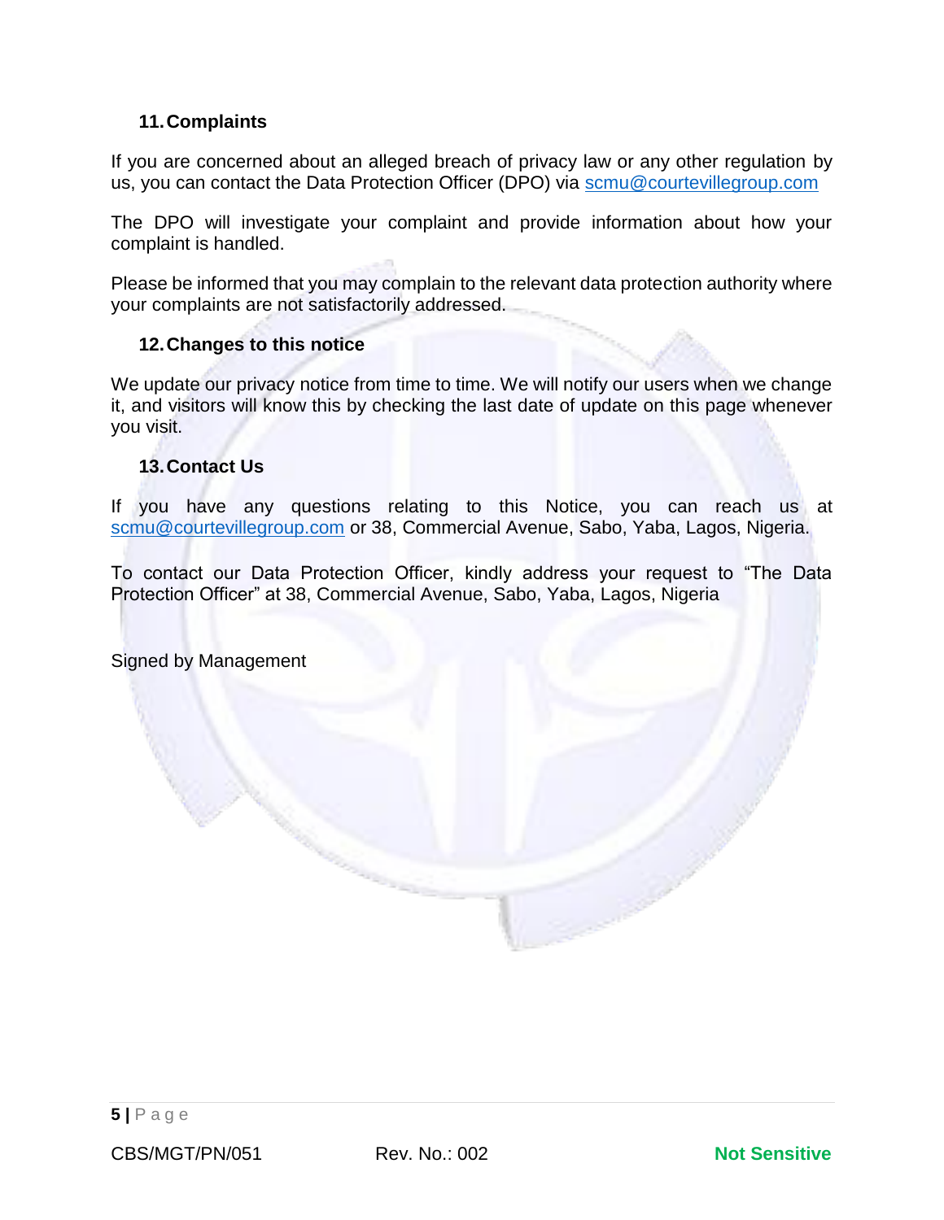## 11. Complaints

If you are concerned about an alleged breach of privacy law or any other regulation by us, you can contact the Data Protection Officer (DPO) via scmu@courtevillegroup.com

The DPO will investigate your complaint and provide information about how your complaint is handled.

Please be informed that you may complain to the relevant data protection authority where your complaints are not satisfactorily addressed.

## 12. Changes to this notice

We update our privacy notice from time to time. We will notify our users when we change it, and visitors will know this by checking the last date of update on this page whenever you visit.

## 13. Contact Us

If you have any questions relating to this Notice, you can reach us at scmu@courtevillegroup.com or 38, Commercial Avenue, Sabo, Yaba, Lagos, Nigeria.

To contact our Data Protection Officer, kindly address your request to "The Data Protection Officer" at 38, Commercial Avenue, Sabo, Yaba, Lagos, Nigeria

Signed by Management